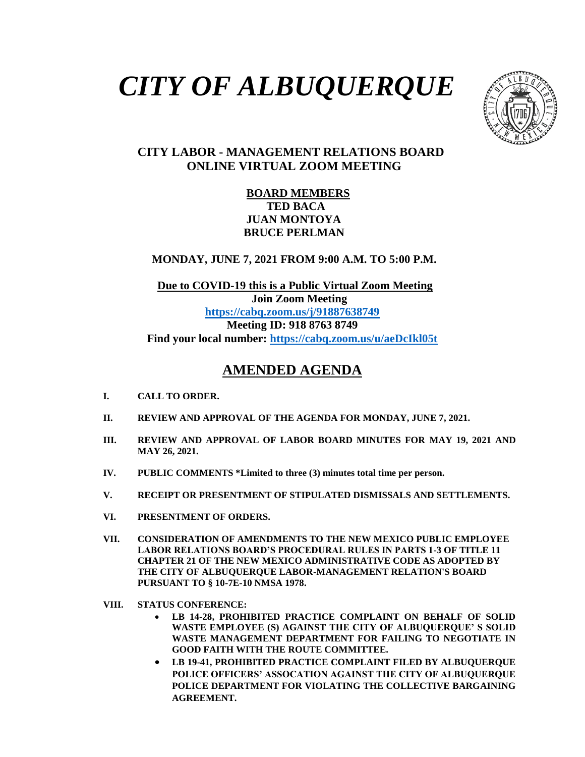# *CITY OF ALBUQUERQUE*

## CITY LABOR - MANAGEMENT RELATIONS BOARD ONLINE VIRTUAL ZOOM MEETING

**BOARD MEMBERS**
**TED BACA**
**JUAN MONTOYA**
**BRUCE PERLMAN**

**MONDAY, JUNE 7, 2021 FROM 9:00 A.M. TO 5:00 P.M.**

**Due to COVID-19 this is a Public Virtual Zoom Meeting**
**Join Zoom Meeting**
**https://cabq.zoom.us/j/91887638749**
**Meeting ID: 918 8763 8749**
**Find your local number: https://cabq.zoom.us/u/aeDcIkl05t**

## AMENDED AGENDA

**I. CALL TO ORDER.**

**II. REVIEW AND APPROVAL OF THE AGENDA FOR MONDAY, JUNE 7, 2021.**

**III. REVIEW AND APPROVAL OF LABOR BOARD MINUTES FOR MAY 19, 2021 AND MAY 26, 2021.**

**IV. PUBLIC COMMENTS *Limited to three (3) minutes total time per person.**

**V. RECEIPT OR PRESENTMENT OF STIPULATED DISMISSALS AND SETTLEMENTS.**

**VI. PRESENTMENT OF ORDERS.**

**VII. CONSIDERATION OF AMENDMENTS TO THE NEW MEXICO PUBLIC EMPLOYEE LABOR RELATIONS BOARD'S PROCEDURAL RULES IN PARTS 1-3 OF TITLE 11 CHAPTER 21 OF THE NEW MEXICO ADMINISTRATIVE CODE AS ADOPTED BY THE CITY OF ALBUQUERQUE LABOR-MANAGEMENT RELATION'S BOARD PURSUANT TO § 10-7E-10 NMSA 1978.**

**VIII. STATUS CONFERENCE:**

- **LB 14-28, PROHIBITED PRACTICE COMPLAINT ON BEHALF OF SOLID WASTE EMPLOYEE (S) AGAINST THE CITY OF ALBUQUERQUE' S SOLID WASTE MANAGEMENT DEPARTMENT FOR FAILING TO NEGOTIATE IN GOOD FAITH WITH THE ROUTE COMMITTEE.**
- **LB 19-41, PROHIBITED PRACTICE COMPLAINT FILED BY ALBUQUERQUE POLICE OFFICERS' ASSOCATION AGAINST THE CITY OF ALBUQUERQUE POLICE DEPARTMENT FOR VIOLATING THE COLLECTIVE BARGAINING AGREEMENT.**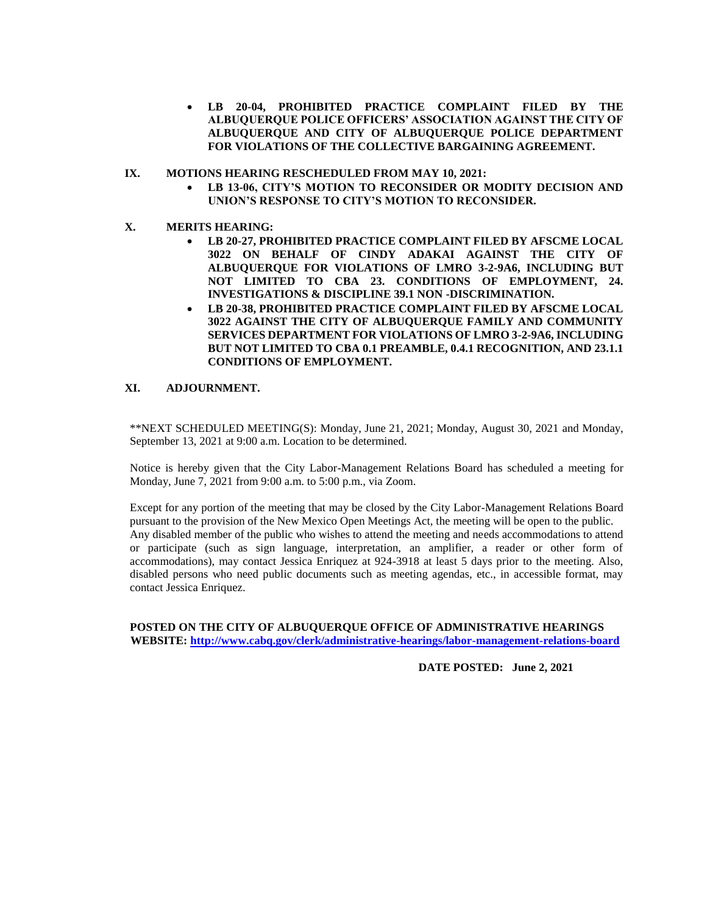- **LB 20-04, PROHIBITED PRACTICE COMPLAINT FILED BY THE ALBUQUERQUE POLICE OFFICERS' ASSOCIATION AGAINST THE CITY OF ALBUQUERQUE AND CITY OF ALBUQUERQUE POLICE DEPARTMENT FOR VIOLATIONS OF THE COLLECTIVE BARGAINING AGREEMENT.**

**IX. MOTIONS HEARING RESCHEDULED FROM MAY 10, 2021:**

- **LB 13-06, CITY'S MOTION TO RECONSIDER OR MODITY DECISION AND UNION'S RESPONSE TO CITY'S MOTION TO RECONSIDER.**

**X. MERITS HEARING:**

- **LB 20-27, PROHIBITED PRACTICE COMPLAINT FILED BY AFSCME LOCAL 3022 ON BEHALF OF CINDY ADAKAI AGAINST THE CITY OF ALBUQUERQUE FOR VIOLATIONS OF LMRO 3-2-9A6, INCLUDING BUT NOT LIMITED TO CBA 23. CONDITIONS OF EMPLOYMENT, 24. INVESTIGATIONS & DISCIPLINE 39.1 NON -DISCRIMINATION.**
- **LB 20-38, PROHIBITED PRACTICE COMPLAINT FILED BY AFSCME LOCAL 3022 AGAINST THE CITY OF ALBUQUERQUE FAMILY AND COMMUNITY SERVICES DEPARTMENT FOR VIOLATIONS OF LMRO 3-2-9A6, INCLUDING BUT NOT LIMITED TO CBA 0.1 PREAMBLE, 0.4.1 RECOGNITION, AND 23.1.1 CONDITIONS OF EMPLOYMENT.**

**XI. ADJOURNMENT.**

**NEXT SCHEDULED MEETING(S): Monday, June 21, 2021; Monday, August 30, 2021 and Monday, September 13, 2021 at 9:00 a.m. Location to be determined.

Notice is hereby given that the City Labor-Management Relations Board has scheduled a meeting for Monday, June 7, 2021 from 9:00 a.m. to 5:00 p.m., via Zoom.

Except for any portion of the meeting that may be closed by the City Labor-Management Relations Board pursuant to the provision of the New Mexico Open Meetings Act, the meeting will be open to the public. Any disabled member of the public who wishes to attend the meeting and needs accommodations to attend or participate (such as sign language, interpretation, an amplifier, a reader or other form of accommodations), may contact Jessica Enriquez at 924-3918 at least 5 days prior to the meeting. Also, disabled persons who need public documents such as meeting agendas, etc., in accessible format, may contact Jessica Enriquez.

**POSTED ON THE CITY OF ALBUQUERQUE OFFICE OF ADMINISTRATIVE HEARINGS WEBSITE: http://www.cabq.gov/clerk/administrative-hearings/labor-management-relations-board**

**DATE POSTED: June 2, 2021**